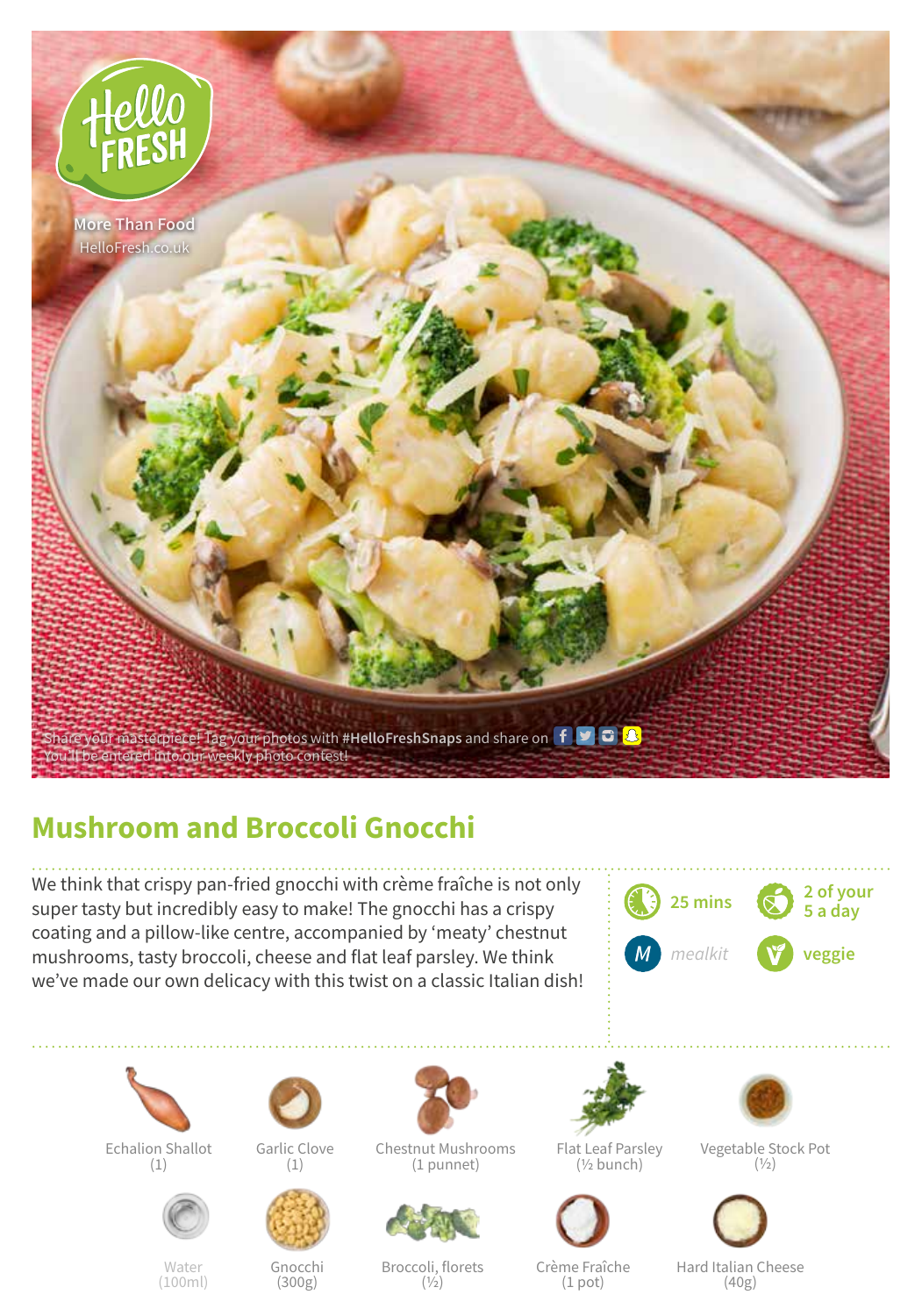More Than Food
HelloFresh.co.uk

Share your masterpiece! Tag your photos with **#HelloFreshSnaps** and share on
You'll be entered into our weekly photo contest!

# Mushroom and Broccoli Gnocchi

We think that crispy pan-fried gnocchi with crème fraîche is not only super tasty but incredibly easy to make! The gnocchi has a crispy coating and a pillow-like centre, accompanied by 'meaty' chestnut mushrooms, tasty broccoli, cheese and flat leaf parsley. We think we've made our own delicacy with this twist on a classic Italian dish!

25 mins

2 of your 5 a day

mealkit

veggie

- Echalion Shallot (1)
- Garlic Clove (1)
- Chestnut Mushrooms (1 punnet)
- Flat Leaf Parsley (½ bunch)
- Vegetable Stock Pot (½)
- Water (100ml)
- Gnocchi (300g)
- Broccoli, florets (½)
- Crème Fraîche (1 pot)
- Hard Italian Cheese (40g)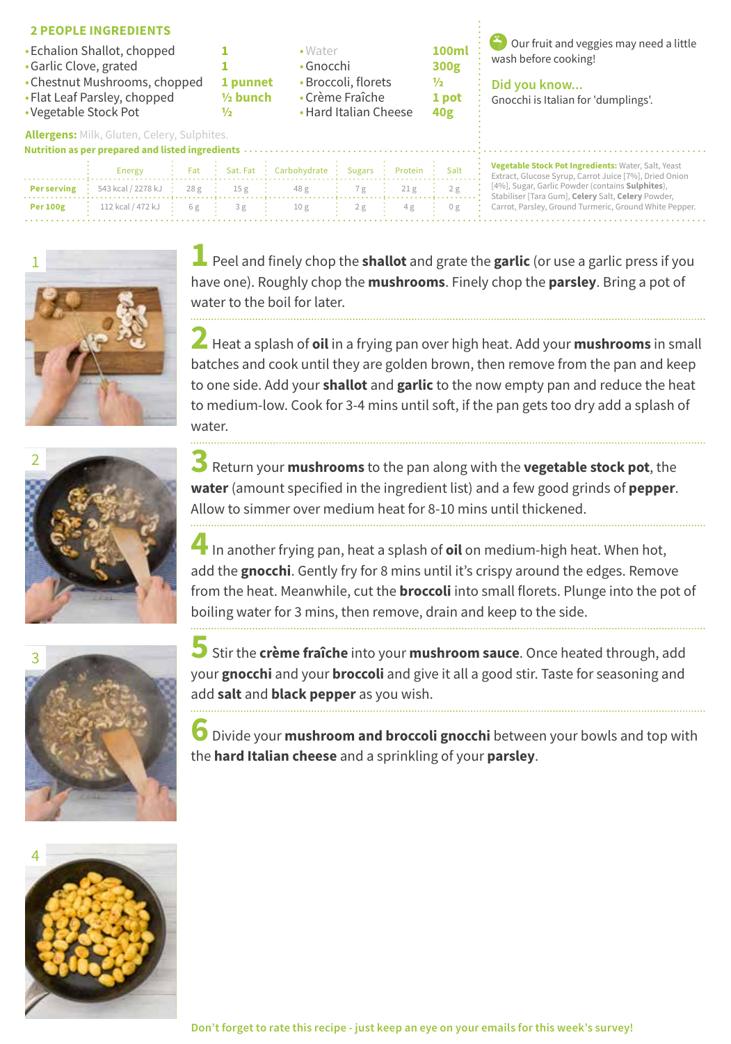## 2 PEOPLE INGREDIENTS

| | | | |
|---|---|---|---|
| • Echalion Shallot, chopped | 1 | • Water | 100ml |
| • Garlic Clove, grated | 1 | • Gnocchi | 300g |
| • Chestnut Mushrooms, chopped | 1 punnet | • Broccoli, florets | ½ |
| • Flat Leaf Parsley, chopped | ½ bunch | • Crème Fraîche | 1 pot |
| • Vegetable Stock Pot | ½ | • Hard Italian Cheese | 40g |

Our fruit and veggies may need a little wash before cooking!

**Did you know...**
Gnocchi is Italian for 'dumplings'.

**Allergens:** Milk, Gluten, Celery, Sulphites.

**Nutrition as per prepared and listed ingredients**

| | Energy | Fat | Sat. Fat | Carbohydrate | Sugars | Protein | Salt |
|---|---|---|---|---|---|---|---|
| Per serving | 543 kcal / 2278 kJ | 28 g | 15 g | 48 g | 7 g | 21 g | 2 g |
| Per 100g | 112 kcal / 472 kJ | 6 g | 3 g | 10 g | 2 g | 4 g | 0 g |

**Vegetable Stock Pot Ingredients:** Water, Salt, Yeast Extract, Glucose Syrup, Carrot Juice [7%], Dried Onion [4%], Sugar, Garlic Powder (contains **Sulphites**), Stabiliser [Tara Gum], **Celery** Salt, **Celery** Powder, Carrot, Parsley, Ground Turmeric, Ground White Pepper.

**1** Peel and finely chop the **shallot** and grate the **garlic** (or use a garlic press if you have one). Roughly chop the **mushrooms**. Finely chop the **parsley**. Bring a pot of water to the boil for later.

**2** Heat a splash of **oil** in a frying pan over high heat. Add your **mushrooms** in small batches and cook until they are golden brown, then remove from the pan and keep to one side. Add your **shallot** and **garlic** to the now empty pan and reduce the heat to medium-low. Cook for 3-4 mins until soft, if the pan gets too dry add a splash of water.

**3** Return your **mushrooms** to the pan along with the **vegetable stock pot**, the **water** (amount specified in the ingredient list) and a few good grinds of **pepper**. Allow to simmer over medium heat for 8-10 mins until thickened.

**4** In another frying pan, heat a splash of **oil** on medium-high heat. When hot, add the **gnocchi**. Gently fry for 8 mins until it's crispy around the edges. Remove from the heat. Meanwhile, cut the **broccoli** into small florets. Plunge into the pot of boiling water for 3 mins, then remove, drain and keep to the side.

**5** Stir the **crème fraîche** into your **mushroom sauce**. Once heated through, add your **gnocchi** and your **broccoli** and give it all a good stir. Taste for seasoning and add **salt** and **black pepper** as you wish.

**6** Divide your **mushroom and broccoli gnocchi** between your bowls and top with the **hard Italian cheese** and a sprinkling of your **parsley**.

Don't forget to rate this recipe - just keep an eye on your emails for this week's survey!